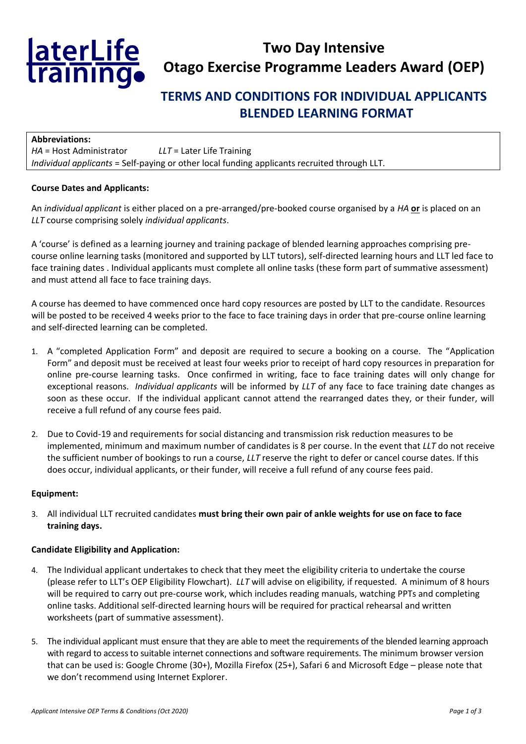laterLife training

# Two Day Intensive Otago Exercise Programme Leaders Award (OEP)

## TERMS AND CONDITIONS FOR INDIVIDUAL APPLICANTS BLENDED LEARNING FORMAT

**Abbreviations:**
*HA* = Host Administrator *LLT* = Later Life Training
*Individual applicants* = Self-paying or other local funding applicants recruited through LLT.

### Course Dates and Applicants:

An *individual applicant* is either placed on a pre-arranged/pre-booked course organised by a *HA* **or** is placed on an *LLT* course comprising solely *individual applicants*.

A 'course' is defined as a learning journey and training package of blended learning approaches comprising pre-course online learning tasks (monitored and supported by LLT tutors), self-directed learning hours and LLT led face to face training dates . Individual applicants must complete all online tasks (these form part of summative assessment) and must attend all face to face training days.

A course has deemed to have commenced once hard copy resources are posted by LLT to the candidate. Resources will be posted to be received 4 weeks prior to the face to face training days in order that pre-course online learning and self-directed learning can be completed.

1. A "completed Application Form" and deposit are required to secure a booking on a course. The "Application Form" and deposit must be received at least four weeks prior to receipt of hard copy resources in preparation for online pre-course learning tasks. Once confirmed in writing, face to face training dates will only change for exceptional reasons. *Individual applicants* will be informed by *LLT* of any face to face training date changes as soon as these occur. If the individual applicant cannot attend the rearranged dates they, or their funder, will receive a full refund of any course fees paid.

2. Due to Covid-19 and requirements for social distancing and transmission risk reduction measures to be implemented, minimum and maximum number of candidates is 8 per course. In the event that *LLT* do not receive the sufficient number of bookings to run a course, *LLT* reserve the right to defer or cancel course dates. If this does occur, individual applicants, or their funder, will receive a full refund of any course fees paid.

### Equipment:

3. All individual LLT recruited candidates **must bring their own pair of ankle weights for use on face to face training days.**

### Candidate Eligibility and Application:

4. The Individual applicant undertakes to check that they meet the eligibility criteria to undertake the course (please refer to LLT's OEP Eligibility Flowchart). *LLT* will advise on eligibility*,* if requested. A minimum of 8 hours will be required to carry out pre-course work, which includes reading manuals, watching PPTs and completing online tasks. Additional self-directed learning hours will be required for practical rehearsal and written worksheets (part of summative assessment).

5. The individual applicant must ensure that they are able to meet the requirements of the blended learning approach with regard to access to suitable internet connections and software requirements. The minimum browser version that can be used is: Google Chrome (30+), Mozilla Firefox (25+), Safari 6 and Microsoft Edge – please note that we don't recommend using Internet Explorer.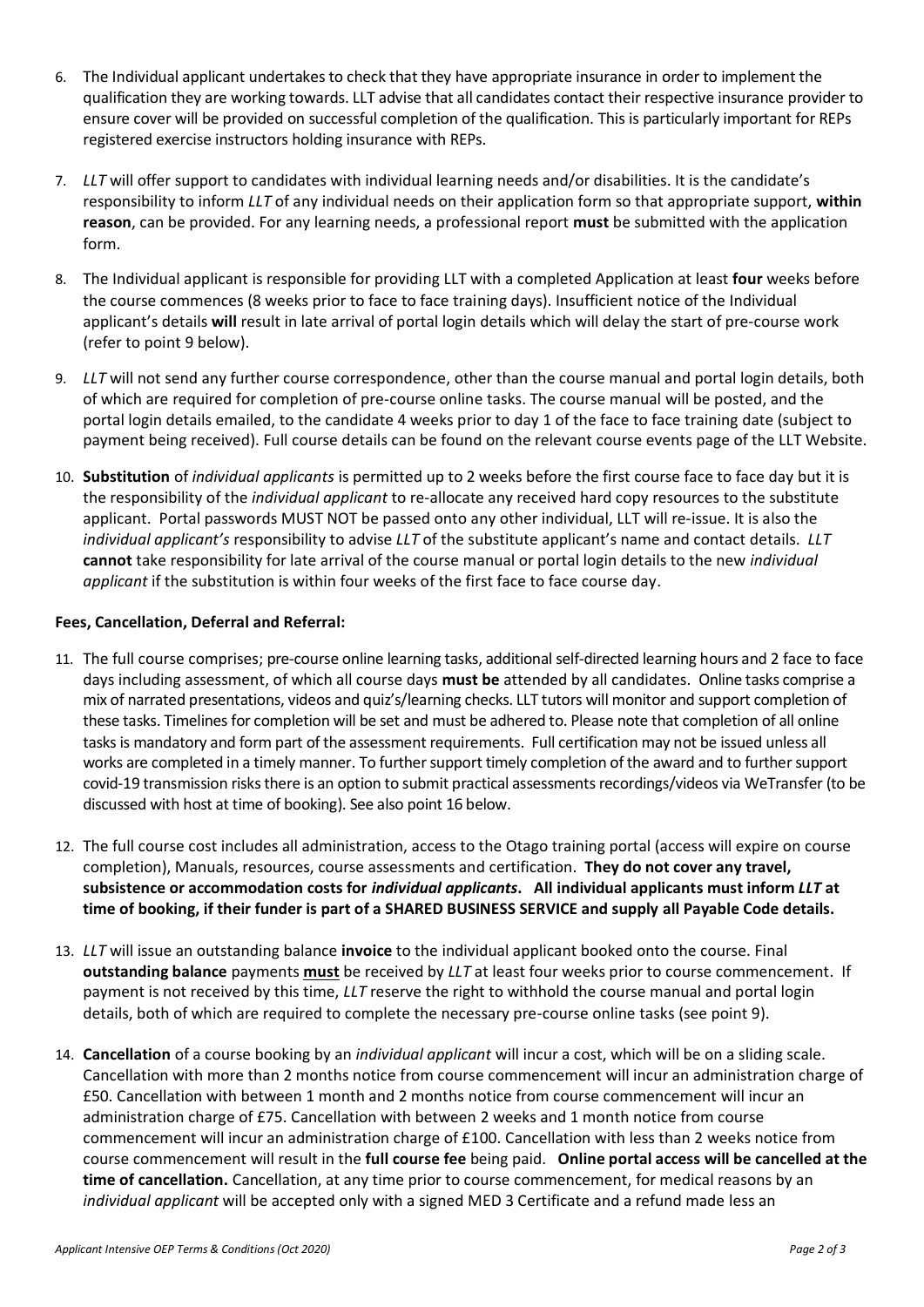6. The Individual applicant undertakes to check that they have appropriate insurance in order to implement the qualification they are working towards. LLT advise that all candidates contact their respective insurance provider to ensure cover will be provided on successful completion of the qualification. This is particularly important for REPs registered exercise instructors holding insurance with REPs.

7. *LLT* will offer support to candidates with individual learning needs and/or disabilities. It is the candidate's responsibility to inform *LLT* of any individual needs on their application form so that appropriate support, **within reason**, can be provided. For any learning needs, a professional report **must** be submitted with the application form.

8. The Individual applicant is responsible for providing LLT with a completed Application at least **four** weeks before the course commences (8 weeks prior to face to face training days). Insufficient notice of the Individual applicant's details **will** result in late arrival of portal login details which will delay the start of pre-course work (refer to point 9 below).

9. *LLT* will not send any further course correspondence, other than the course manual and portal login details, both of which are required for completion of pre-course online tasks. The course manual will be posted, and the portal login details emailed, to the candidate 4 weeks prior to day 1 of the face to face training date (subject to payment being received). Full course details can be found on the relevant course events page of the LLT Website.

10. **Substitution** of *individual applicants* is permitted up to 2 weeks before the first course face to face day but it is the responsibility of the *individual applicant* to re-allocate any received hard copy resources to the substitute applicant. Portal passwords MUST NOT be passed onto any other individual, LLT will re-issue. It is also the *individual applicant's* responsibility to advise *LLT* of the substitute applicant's name and contact details. *LLT* **cannot** take responsibility for late arrival of the course manual or portal login details to the new *individual applicant* if the substitution is within four weeks of the first face to face course day.

**Fees, Cancellation, Deferral and Referral:**

11. The full course comprises; pre-course online learning tasks, additional self-directed learning hours and 2 face to face days including assessment, of which all course days **must be** attended by all candidates. Online tasks comprise a mix of narrated presentations, videos and quiz's/learning checks. LLT tutors will monitor and support completion of these tasks. Timelines for completion will be set and must be adhered to. Please note that completion of all online tasks is mandatory and form part of the assessment requirements. Full certification may not be issued unless all works are completed in a timely manner. To further support timely completion of the award and to further support covid-19 transmission risks there is an option to submit practical assessments recordings/videos via WeTransfer (to be discussed with host at time of booking). See also point 16 below.

12. The full course cost includes all administration, access to the Otago training portal (access will expire on course completion), Manuals, resources, course assessments and certification. **They do not cover any travel, subsistence or accommodation costs for *individual applicants*. All individual applicants must inform *LLT* at time of booking, if their funder is part of a SHARED BUSINESS SERVICE and supply all Payable Code details.**

13. *LLT* will issue an outstanding balance **invoice** to the individual applicant booked onto the course. Final **outstanding balance** payments **<u>must</u>** be received by *LLT* at least four weeks prior to course commencement. If payment is not received by this time, *LLT* reserve the right to withhold the course manual and portal login details, both of which are required to complete the necessary pre-course online tasks (see point 9).

14. **Cancellation** of a course booking by an *individual applicant* will incur a cost, which will be on a sliding scale. Cancellation with more than 2 months notice from course commencement will incur an administration charge of £50. Cancellation with between 1 month and 2 months notice from course commencement will incur an administration charge of £75. Cancellation with between 2 weeks and 1 month notice from course commencement will incur an administration charge of £100. Cancellation with less than 2 weeks notice from course commencement will result in the **full course fee** being paid. **Online portal access will be cancelled at the time of cancellation.** Cancellation, at any time prior to course commencement, for medical reasons by an *individual applicant* will be accepted only with a signed MED 3 Certificate and a refund made less an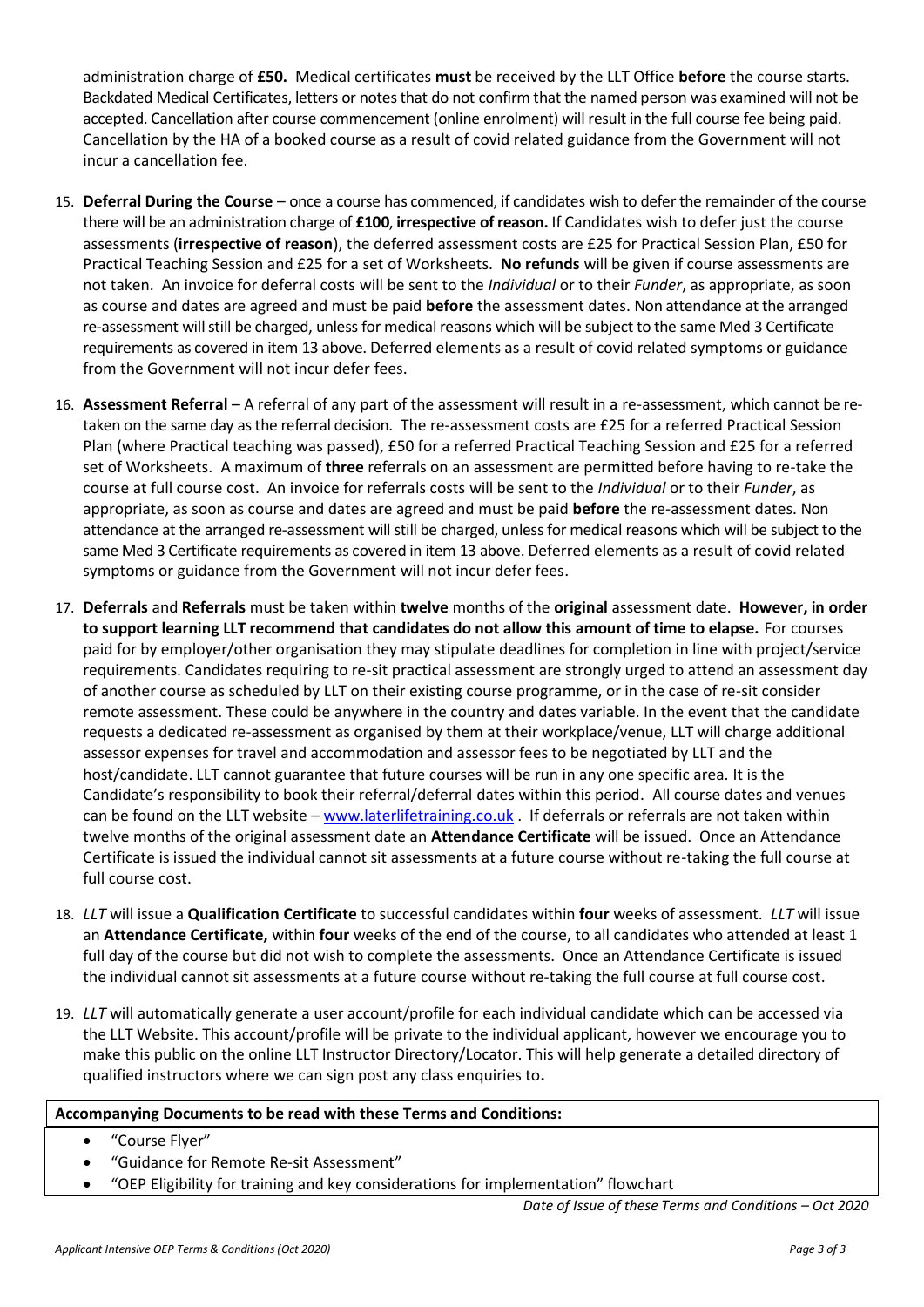administration charge of **£50.** Medical certificates **must** be received by the LLT Office **before** the course starts. Backdated Medical Certificates, letters or notes that do not confirm that the named person was examined will not be accepted. Cancellation after course commencement (online enrolment) will result in the full course fee being paid. Cancellation by the HA of a booked course as a result of covid related guidance from the Government will not incur a cancellation fee.

15. **Deferral During the Course** – once a course has commenced, if candidates wish to defer the remainder of the course there will be an administration charge of **£100**, **irrespective of reason.** If Candidates wish to defer just the course assessments (**irrespective of reason**), the deferred assessment costs are £25 for Practical Session Plan, £50 for Practical Teaching Session and £25 for a set of Worksheets. **No refunds** will be given if course assessments are not taken. An invoice for deferral costs will be sent to the *Individual* or to their *Funder*, as appropriate, as soon as course and dates are agreed and must be paid **before** the assessment dates. Non attendance at the arranged re-assessment will still be charged, unless for medical reasons which will be subject to the same Med 3 Certificate requirements as covered in item 13 above. Deferred elements as a result of covid related symptoms or guidance from the Government will not incur defer fees.

16. **Assessment Referral** – A referral of any part of the assessment will result in a re-assessment, which cannot be re-taken on the same day as the referral decision. The re-assessment costs are £25 for a referred Practical Session Plan (where Practical teaching was passed), £50 for a referred Practical Teaching Session and £25 for a referred set of Worksheets. A maximum of **three** referrals on an assessment are permitted before having to re-take the course at full course cost. An invoice for referrals costs will be sent to the *Individual* or to their *Funder*, as appropriate, as soon as course and dates are agreed and must be paid **before** the re-assessment dates. Non attendance at the arranged re-assessment will still be charged, unless for medical reasons which will be subject to the same Med 3 Certificate requirements as covered in item 13 above. Deferred elements as a result of covid related symptoms or guidance from the Government will not incur defer fees.

17. **Deferrals** and **Referrals** must be taken within **twelve** months of the **original** assessment date. **However, in order to support learning LLT recommend that candidates do not allow this amount of time to elapse.** For courses paid for by employer/other organisation they may stipulate deadlines for completion in line with project/service requirements. Candidates requiring to re-sit practical assessment are strongly urged to attend an assessment day of another course as scheduled by LLT on their existing course programme, or in the case of re-sit consider remote assessment. These could be anywhere in the country and dates variable. In the event that the candidate requests a dedicated re-assessment as organised by them at their workplace/venue, LLT will charge additional assessor expenses for travel and accommodation and assessor fees to be negotiated by LLT and the host/candidate. LLT cannot guarantee that future courses will be run in any one specific area. It is the Candidate's responsibility to book their referral/deferral dates within this period. All course dates and venues can be found on the LLT website – www.laterlifetraining.co.uk . If deferrals or referrals are not taken within twelve months of the original assessment date an **Attendance Certificate** will be issued. Once an Attendance Certificate is issued the individual cannot sit assessments at a future course without re-taking the full course at full course cost.

18. *LLT* will issue a **Qualification Certificate** to successful candidates within **four** weeks of assessment. *LLT* will issue an **Attendance Certificate,** within **four** weeks of the end of the course, to all candidates who attended at least 1 full day of the course but did not wish to complete the assessments. Once an Attendance Certificate is issued the individual cannot sit assessments at a future course without re-taking the full course at full course cost.

19. *LLT* will automatically generate a user account/profile for each individual candidate which can be accessed via the LLT Website. This account/profile will be private to the individual applicant, however we encourage you to make this public on the online LLT Instructor Directory/Locator. This will help generate a detailed directory of qualified instructors where we can sign post any class enquiries to**.**

**Accompanying Documents to be read with these Terms and Conditions:**

- "Course Flyer"
- "Guidance for Remote Re-sit Assessment"
- "OEP Eligibility for training and key considerations for implementation" flowchart

*Date of Issue of these Terms and Conditions – Oct 2020*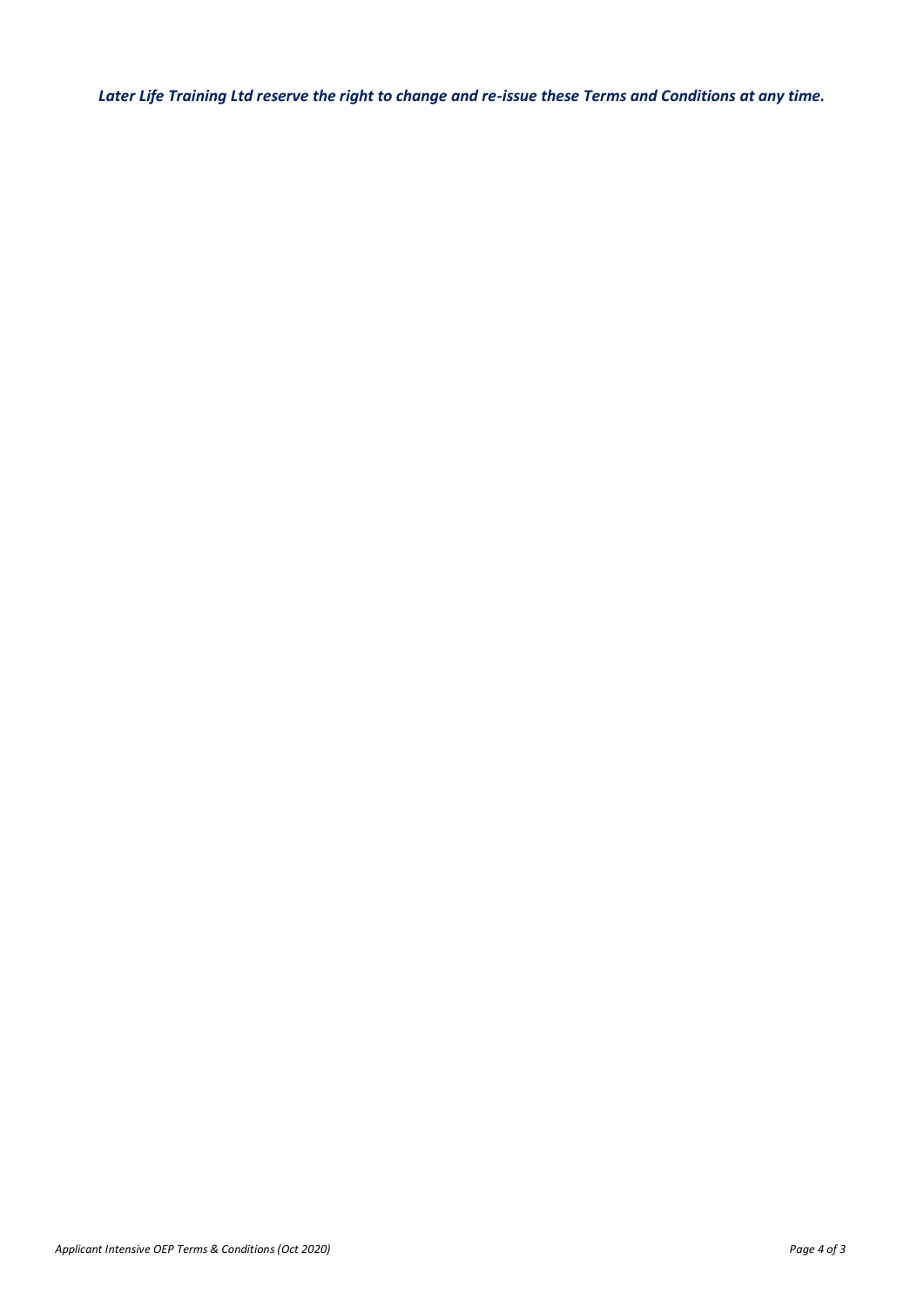***Later Life Training Ltd reserve the right to change and re-issue these Terms and Conditions at any time.***